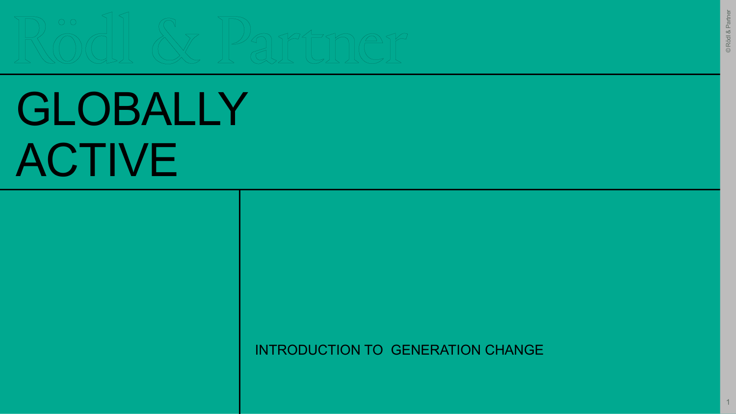Rödl & Partner

# GLOBALLY ACTIVE

INTRODUCTION TO GENERATION CHANGE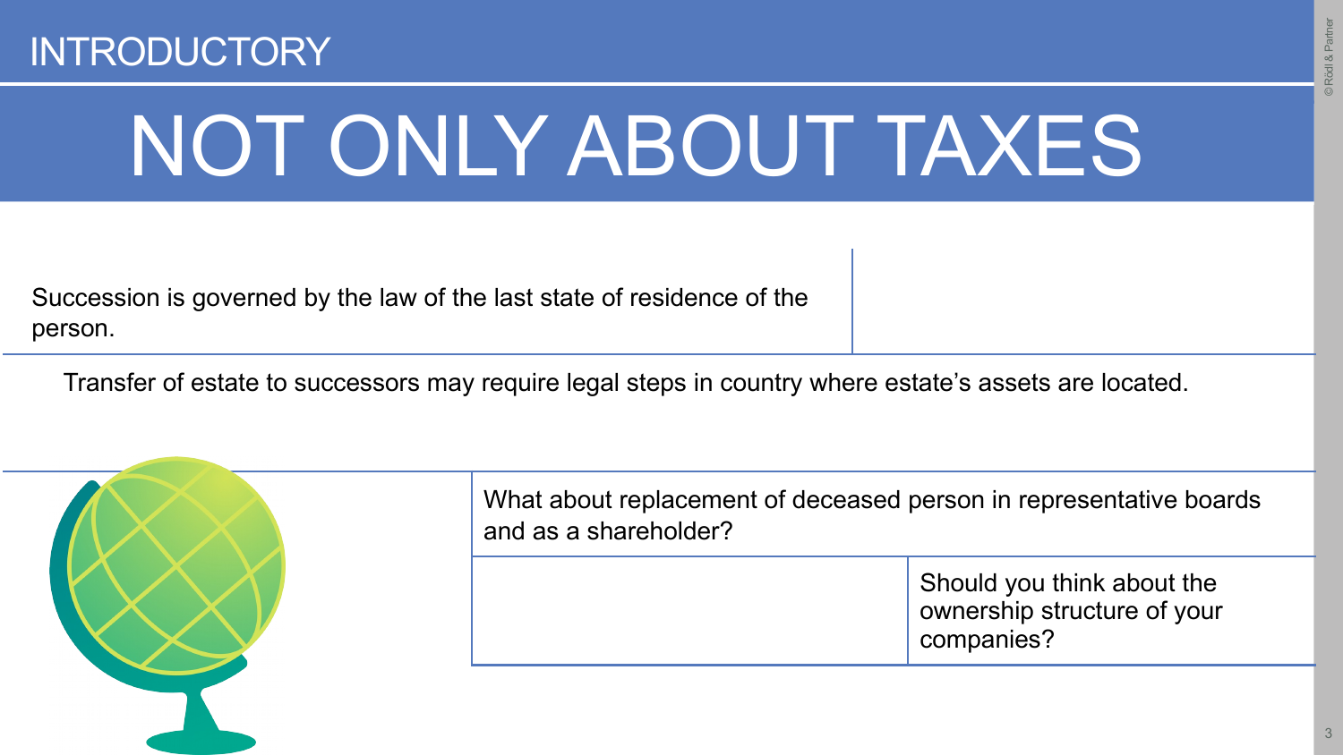INTRODUCTORY

# NOT ONLY ABOUT TAXES

Succession is governed by the law of the last state of residence of the person.

Transfer of estate to successors may require legal steps in country where estate's assets are located.

What about replacement of deceased person in representative boards and as a shareholder?

Should you think about the ownership structure of your companies?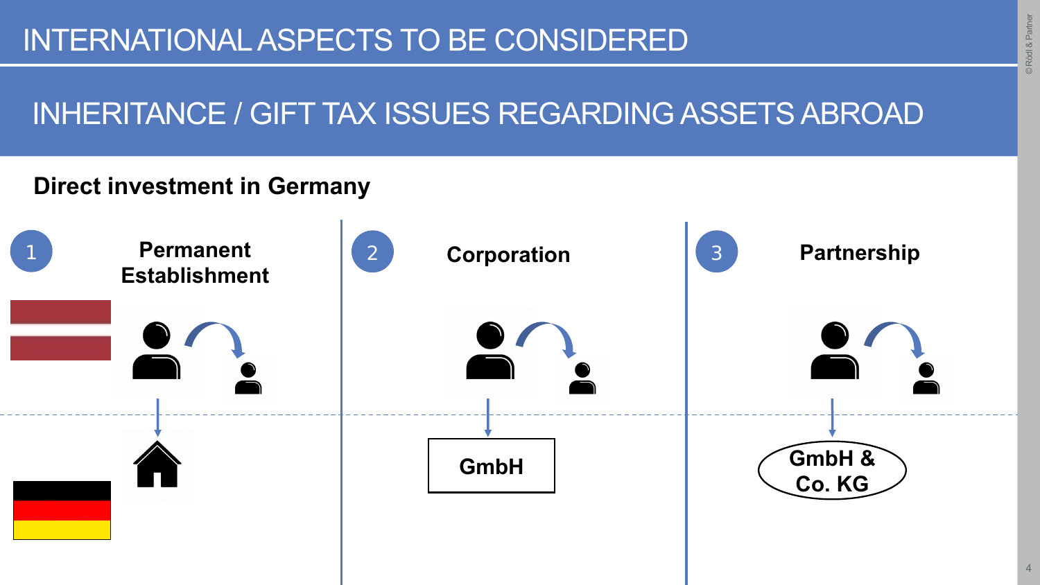# INTERNATIONAL ASPECTS TO BE CONSIDERED

## INHERITANCE / GIFT TAX ISSUES REGARDING ASSETS ABROAD

**Direct investment in Germany**

1. **Permanent Establishment**
2. **Corporation** – GmbH
3. **Partnership** – GmbH & Co. KG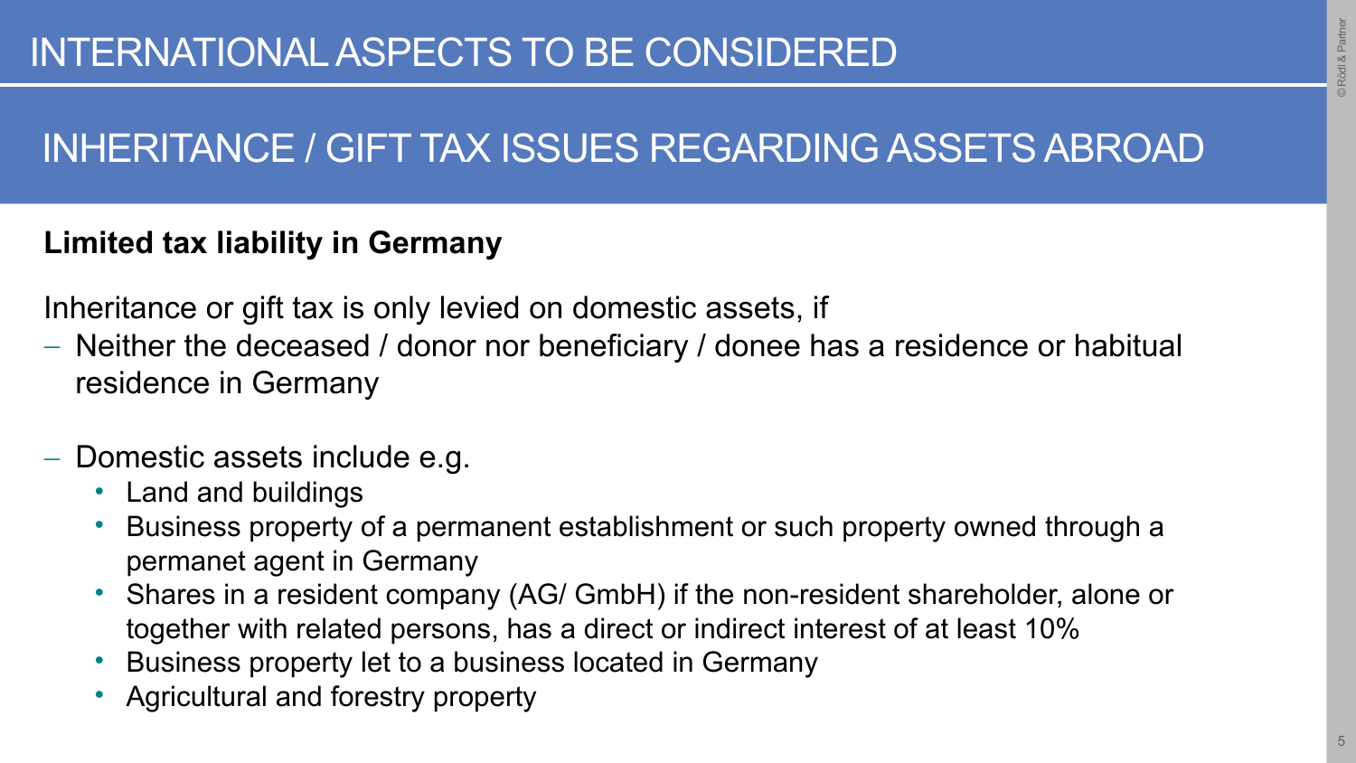# INTERNATIONAL ASPECTS TO BE CONSIDERED

## INHERITANCE / GIFT TAX ISSUES REGARDING ASSETS ABROAD

**Limited tax liability in Germany**

Inheritance or gift tax is only levied on domestic assets, if

- Neither the deceased / donor nor beneficiary / donee has a residence or habitual residence in Germany

- Domestic assets include e.g.
  - Land and buildings
  - Business property of a permanent establishment or such property owned through a permanet agent in Germany
  - Shares in a resident company (AG/ GmbH) if the non-resident shareholder, alone or together with related persons, has a direct or indirect interest of at least 10%
  - Business property let to a business located in Germany
  - Agricultural and forestry property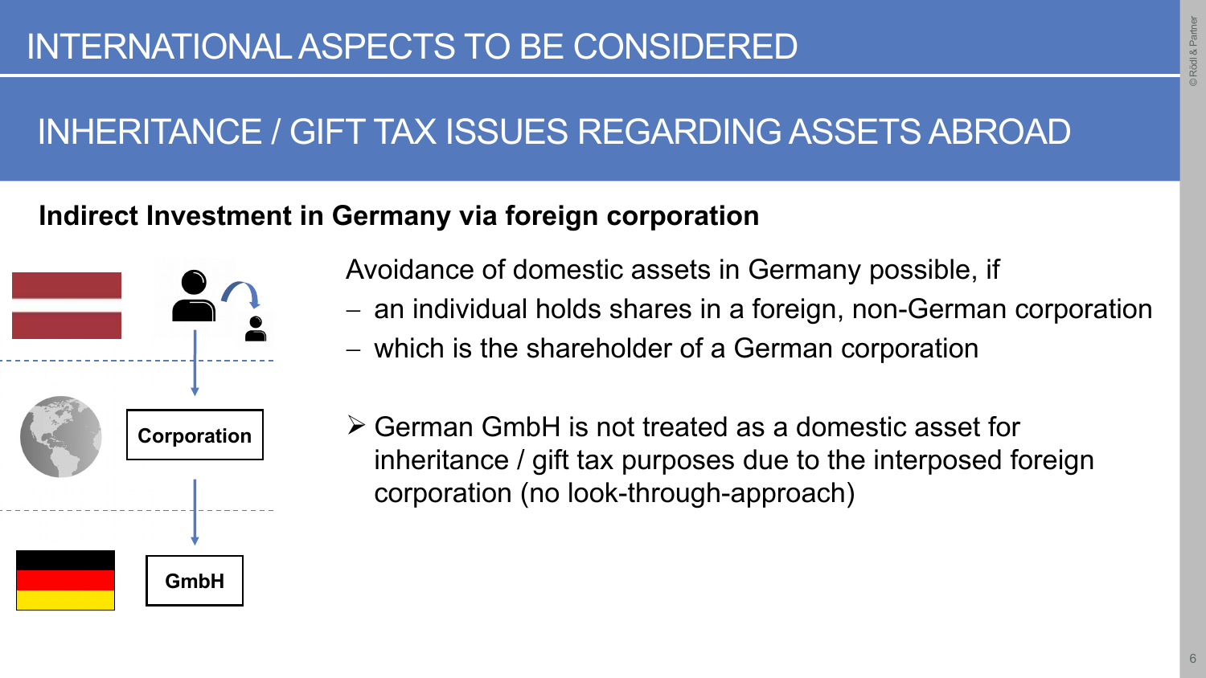# INTERNATIONAL ASPECTS TO BE CONSIDERED

## INHERITANCE / GIFT TAX ISSUES REGARDING ASSETS ABROAD

**Indirect Investment in Germany via foreign corporation**

Corporation

GmbH

Avoidance of domestic assets in Germany possible, if

- an individual holds shares in a foreign, non-German corporation
- which is the shareholder of a German corporation

➢ German GmbH is not treated as a domestic asset for inheritance / gift tax purposes due to the interposed foreign corporation (no look-through-approach)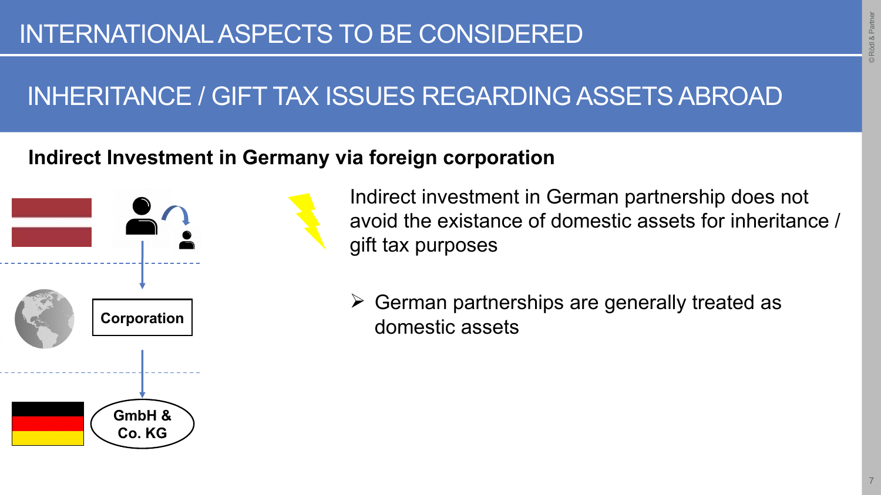# INTERNATIONAL ASPECTS TO BE CONSIDERED

## INHERITANCE / GIFT TAX ISSUES REGARDING ASSETS ABROAD

**Indirect Investment in Germany via foreign corporation**

Corporation

GmbH & Co. KG

Indirect investment in German partnership does not avoid the existance of domestic assets for inheritance / gift tax purposes

- German partnerships are generally treated as domestic assets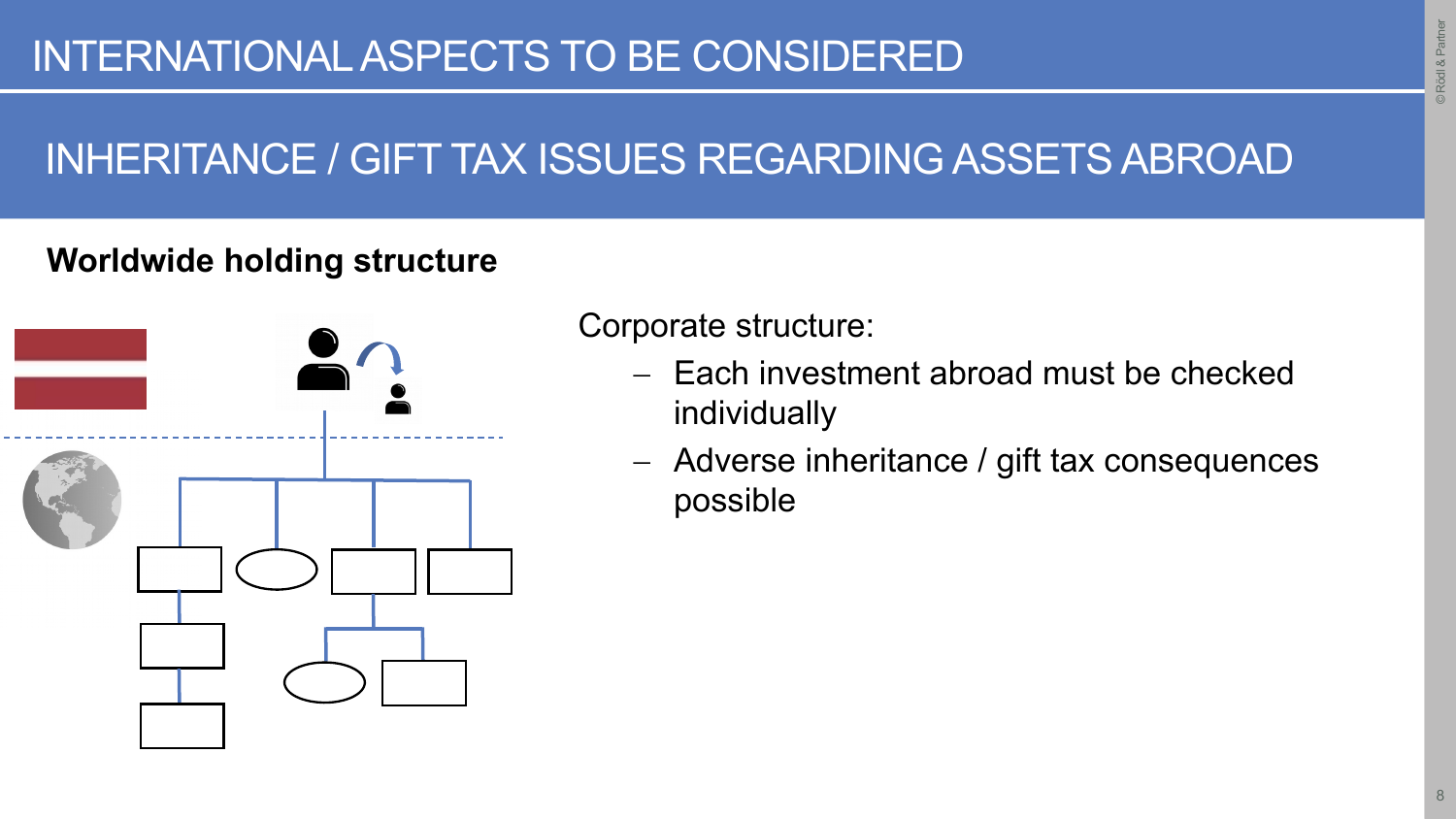# INTERNATIONAL ASPECTS TO BE CONSIDERED

## INHERITANCE / GIFT TAX ISSUES REGARDING ASSETS ABROAD

**Worldwide holding structure**

Corporate structure:

- Each investment abroad must be checked individually
- Adverse inheritance / gift tax consequences possible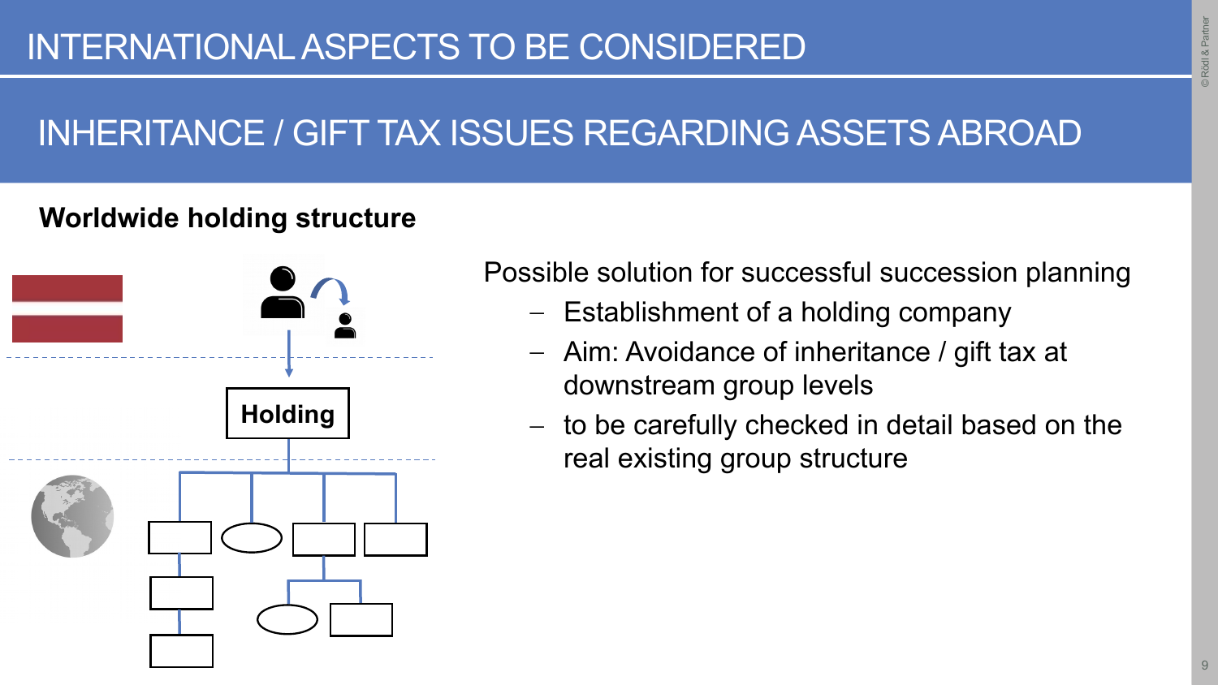# INTERNATIONAL ASPECTS TO BE CONSIDERED

## INHERITANCE / GIFT TAX ISSUES REGARDING ASSETS ABROAD

**Worldwide holding structure**

Holding

Possible solution for successful succession planning

- Establishment of a holding company
- Aim: Avoidance of inheritance / gift tax at downstream group levels
- to be carefully checked in detail based on the real existing group structure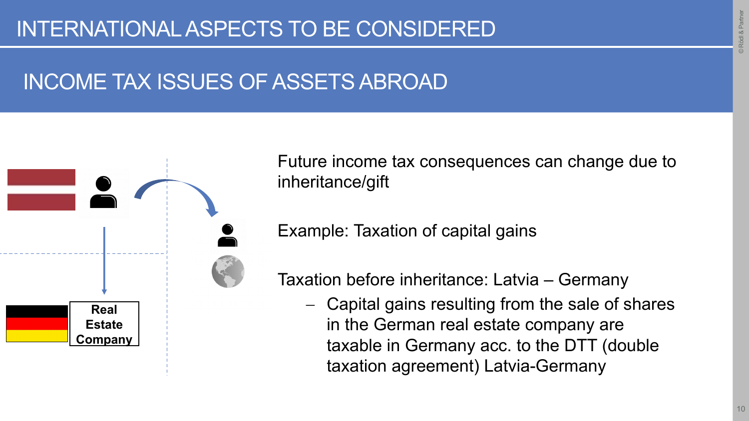# INTERNATIONAL ASPECTS TO BE CONSIDERED

## INCOME TAX ISSUES OF ASSETS ABROAD

Real Estate Company

Future income tax consequences can change due to inheritance/gift

Example: Taxation of capital gains

Taxation before inheritance: Latvia – Germany

- Capital gains resulting from the sale of shares in the German real estate company are taxable in Germany acc. to the DTT (double taxation agreement) Latvia-Germany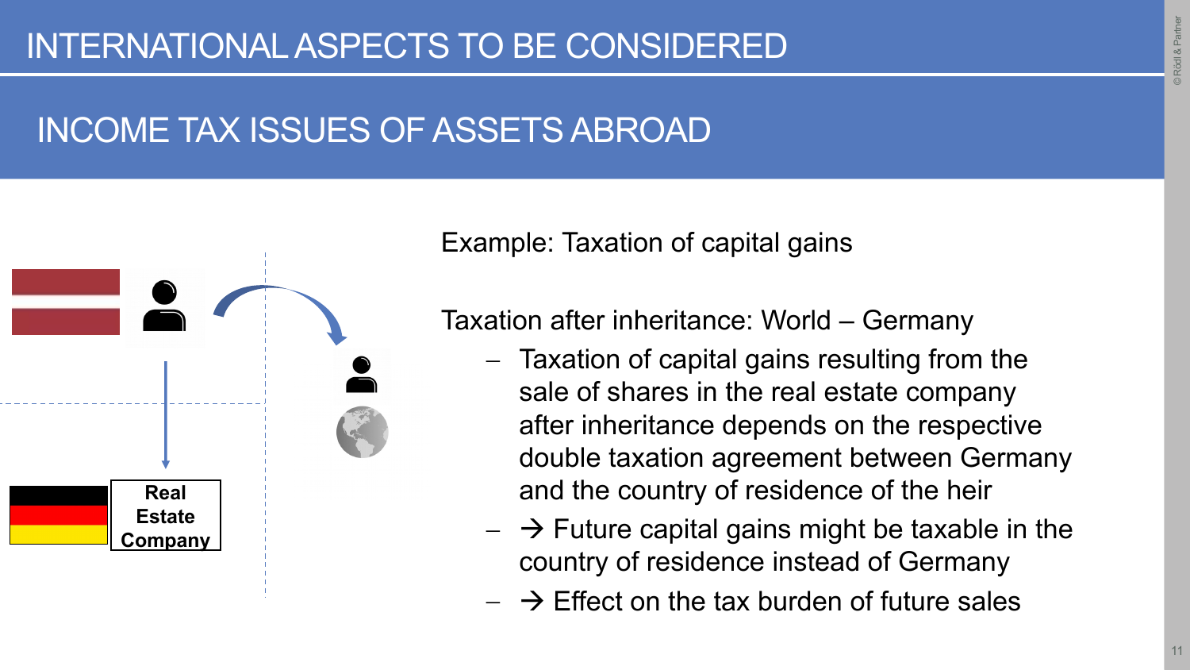# INTERNATIONAL ASPECTS TO BE CONSIDERED

## INCOME TAX ISSUES OF ASSETS ABROAD

Real Estate Company

Example: Taxation of capital gains

Taxation after inheritance: World – Germany

- Taxation of capital gains resulting from the sale of shares in the real estate company after inheritance depends on the respective double taxation agreement between Germany and the country of residence of the heir
- → Future capital gains might be taxable in the country of residence instead of Germany
- → Effect on the tax burden of future sales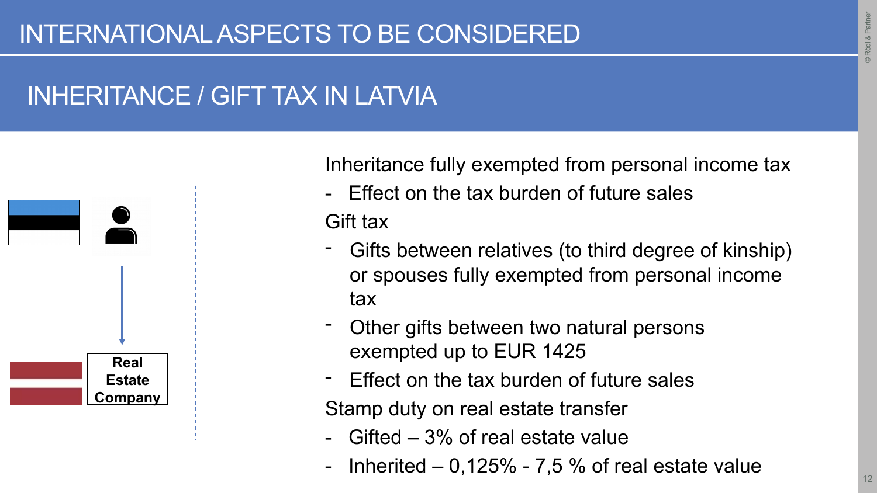# INTERNATIONAL ASPECTS TO BE CONSIDERED

## INHERITANCE / GIFT TAX IN LATVIA

Real Estate Company

Inheritance fully exempted from personal income tax

- Effect on the tax burden of future sales

Gift tax

- Gifts between relatives (to third degree of kinship) or spouses fully exempted from personal income tax
- Other gifts between two natural persons exempted up to EUR 1425
- Effect on the tax burden of future sales

Stamp duty on real estate transfer

- Gifted – 3% of real estate value
- Inherited – 0,125% - 7,5 % of real estate value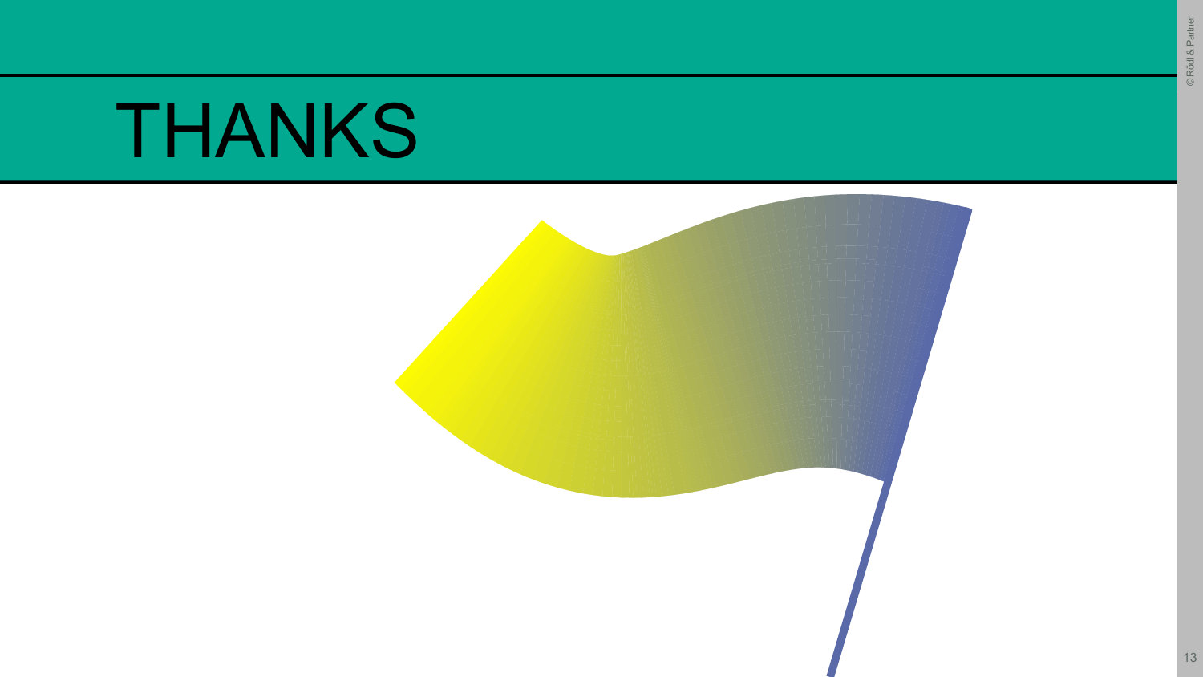# THANKS